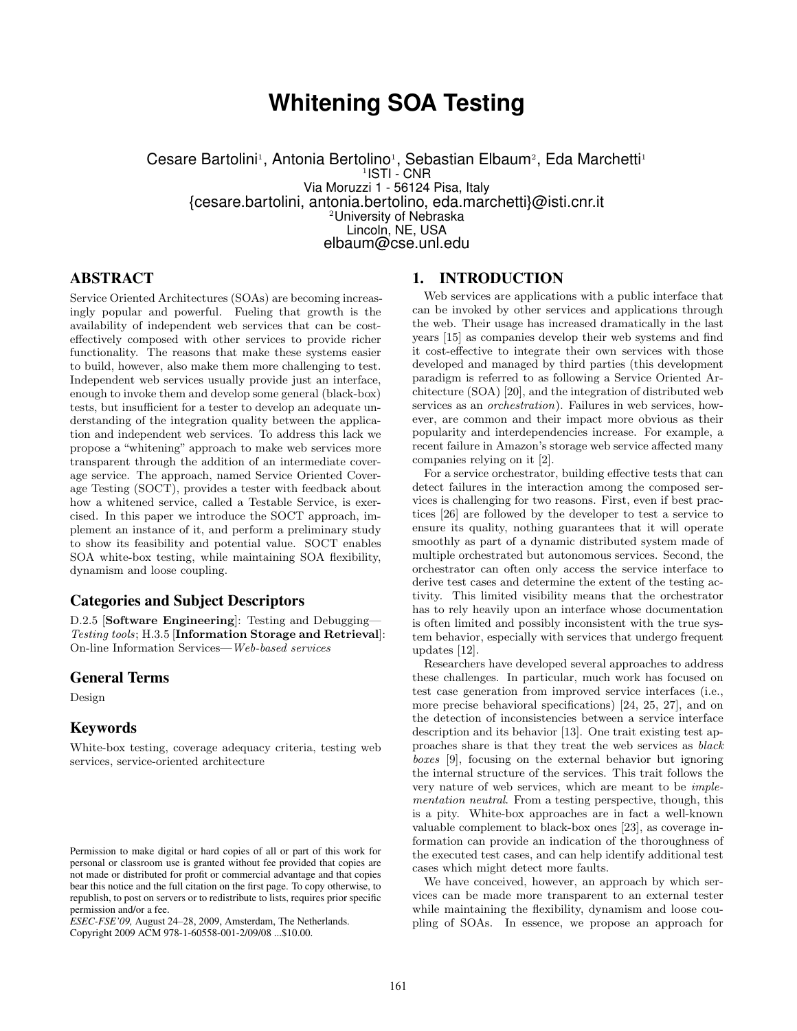# Whitening SOA Testing

Cesare Bartolini[1], Antonia Bertolino[1], Sebastian Elbaum[2], Eda Marchetti[1]

[1]ISTI - CNR
Via Moruzzi 1 - 56124 Pisa, Italy
{cesare.bartolini, antonia.bertolino, eda.marchetti}@isti.cnr.it

[2]University of Nebraska
Lincoln, NE, USA
elbaum@cse.unl.edu

## ABSTRACT

Service Oriented Architectures (SOAs) are becoming increasingly popular and powerful. Fueling that growth is the availability of independent web services that can be cost-effectively composed with other services to provide richer functionality. The reasons that make these systems easier to build, however, also make them more challenging to test. Independent web services usually provide just an interface, enough to invoke them and develop some general (black-box) tests, but insufficient for a tester to develop an adequate understanding of the integration quality between the application and independent web services. To address this lack we propose a "whitening" approach to make web services more transparent through the addition of an intermediate coverage service. The approach, named Service Oriented Coverage Testing (SOCT), provides a tester with feedback about how a whitened service, called a Testable Service, is exercised. In this paper we introduce the SOCT approach, implement an instance of it, and perform a preliminary study to show its feasibility and potential value. SOCT enables SOA white-box testing, while maintaining SOA flexibility, dynamism and loose coupling.

### Categories and Subject Descriptors

D.2.5 [**Software Engineering**]: Testing and Debugging—*Testing tools*; H.3.5 [**Information Storage and Retrieval**]: On-line Information Services—*Web-based services*

### General Terms

Design

### Keywords

White-box testing, coverage adequacy criteria, testing web services, service-oriented architecture

Permission to make digital or hard copies of all or part of this work for personal or classroom use is granted without fee provided that copies are not made or distributed for profit or commercial advantage and that copies bear this notice and the full citation on the first page. To copy otherwise, to republish, to post on servers or to redistribute to lists, requires prior specific permission and/or a fee.
*ESEC-FSE'09,* August 24–28, 2009, Amsterdam, The Netherlands.
Copyright 2009 ACM 978-1-60558-001-2/09/08 ...$10.00.

## 1. INTRODUCTION

Web services are applications with a public interface that can be invoked by other services and applications through the web. Their usage has increased dramatically in the last years [15] as companies develop their web systems and find it cost-effective to integrate their own services with those developed and managed by third parties (this development paradigm is referred to as following a Service Oriented Architecture (SOA) [20], and the integration of distributed web services as an *orchestration*). Failures in web services, however, are common and their impact more obvious as their popularity and interdependencies increase. For example, a recent failure in Amazon's storage web service affected many companies relying on it [2].

For a service orchestrator, building effective tests that can detect failures in the interaction among the composed services is challenging for two reasons. First, even if best practices [26] are followed by the developer to test a service to ensure its quality, nothing guarantees that it will operate smoothly as part of a dynamic distributed system made of multiple orchestrated but autonomous services. Second, the orchestrator can often only access the service interface to derive test cases and determine the extent of the testing activity. This limited visibility means that the orchestrator has to rely heavily upon an interface whose documentation is often limited and possibly inconsistent with the true system behavior, especially with services that undergo frequent updates [12].

Researchers have developed several approaches to address these challenges. In particular, much work has focused on test case generation from improved service interfaces (i.e., more precise behavioral specifications) [24, 25, 27], and on the detection of inconsistencies between a service interface description and its behavior [13]. One trait existing test approaches share is that they treat the web services as *black boxes* [9], focusing on the external behavior but ignoring the internal structure of the services. This trait follows the very nature of web services, which are meant to be *implementation neutral*. From a testing perspective, though, this is a pity. White-box approaches are in fact a well-known valuable complement to black-box ones [23], as coverage information can provide an indication of the thoroughness of the executed test cases, and can help identify additional test cases which might detect more faults.

We have conceived, however, an approach by which services can be made more transparent to an external tester while maintaining the flexibility, dynamism and loose coupling of SOAs. In essence, we propose an approach for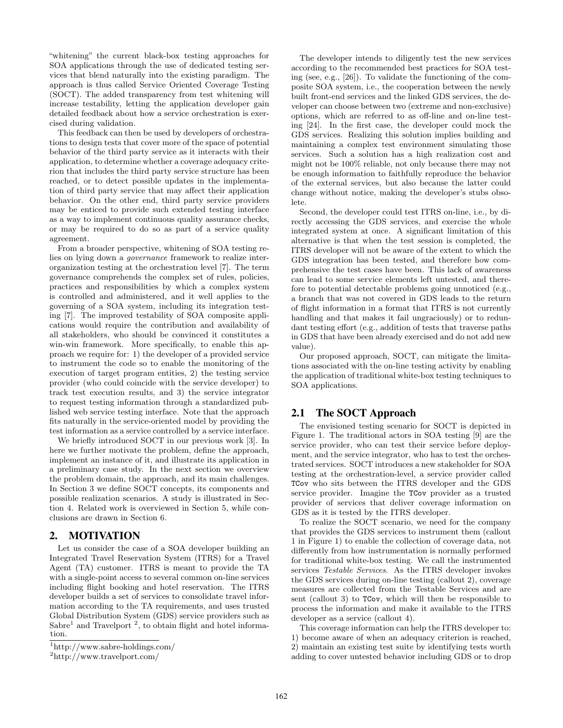"whitening" the current black-box testing approaches for SOA applications through the use of dedicated testing services that blend naturally into the existing paradigm. The approach is thus called Service Oriented Coverage Testing (SOCT). The added transparency from test whitening will increase testability, letting the application developer gain detailed feedback about how a service orchestration is exercised during validation.

This feedback can then be used by developers of orchestrations to design tests that cover more of the space of potential behavior of the third party service as it interacts with their application, to determine whether a coverage adequacy criterion that includes the third party service structure has been reached, or to detect possible updates in the implementation of third party service that may affect their application behavior. On the other end, third party service providers may be enticed to provide such extended testing interface as a way to implement continuous quality assurance checks, or may be required to do so as part of a service quality agreement.

From a broader perspective, whitening of SOA testing relies on lying down a *governance* framework to realize inter-organization testing at the orchestration level [7]. The term governance comprehends the complex set of rules, policies, practices and responsibilities by which a complex system is controlled and administered, and it well applies to the governing of a SOA system, including its integration testing [7]. The improved testability of SOA composite applications would require the contribution and availability of all stakeholders, who should be convinced it constitutes a win-win framework. More specifically, to enable this approach we require for: 1) the developer of a provided service to instrument the code so to enable the monitoring of the execution of target program entities, 2) the testing service provider (who could coincide with the service developer) to track test execution results, and 3) the service integrator to request testing information through a standardized published web service testing interface. Note that the approach fits naturally in the service-oriented model by providing the test information as a service controlled by a service interface.

We briefly introduced SOCT in our previous work [3]. In here we further motivate the problem, define the approach, implement an instance of it, and illustrate its application in a preliminary case study. In the next section we overview the problem domain, the approach, and its main challenges. In Section 3 we define SOCT concepts, its components and possible realization scenarios. A study is illustrated in Section 4. Related work is overviewed in Section 5, while conclusions are drawn in Section 6.

## 2. MOTIVATION

Let us consider the case of a SOA developer building an Integrated Travel Reservation System (ITRS) for a Travel Agent (TA) customer. ITRS is meant to provide the TA with a single-point access to several common on-line services including flight booking and hotel reservation. The ITRS developer builds a set of services to consolidate travel information according to the TA requirements, and uses trusted Global Distribution System (GDS) service providers such as Sabre[1] and Travelport [2], to obtain flight and hotel information.

[1]http://www.sabre-holdings.com/

[2]http://www.travelport.com/

The developer intends to diligently test the new services according to the recommended best practices for SOA testing (see, e.g., [26]). To validate the functioning of the composite SOA system, i.e., the cooperation between the newly built front-end services and the linked GDS services, the developer can choose between two (extreme and non-exclusive) options, which are referred to as off-line and on-line testing [24]. In the first case, the developer could mock the GDS services. Realizing this solution implies building and maintaining a complex test environment simulating those services. Such a solution has a high realization cost and might not be 100% reliable, not only because there may not be enough information to faithfully reproduce the behavior of the external services, but also because the latter could change without notice, making the developer's stubs obsolete.

Second, the developer could test ITRS on-line, i.e., by directly accessing the GDS services, and exercise the whole integrated system at once. A significant limitation of this alternative is that when the test session is completed, the ITRS developer will not be aware of the extent to which the GDS integration has been tested, and therefore how comprehensive the test cases have been. This lack of awareness can lead to some service elements left untested, and therefore to potential detectable problems going unnoticed (e.g., a branch that was not covered in GDS leads to the return of flight information in a format that ITRS is not currently handling and that makes it fail ungraciously) or to redundant testing effort (e.g., addition of tests that traverse paths in GDS that have been already exercised and do not add new value).

Our proposed approach, SOCT, can mitigate the limitations associated with the on-line testing activity by enabling the application of traditional white-box testing techniques to SOA applications.

### 2.1 The SOCT Approach

The envisioned testing scenario for SOCT is depicted in Figure 1. The traditional actors in SOA testing [9] are the service provider, who can test their service before deployment, and the service integrator, who has to test the orchestrated services. SOCT introduces a new stakeholder for SOA testing at the orchestration-level, a service provider called `TCov` who sits between the ITRS developer and the GDS service provider. Imagine the `TCov` provider as a trusted provider of services that deliver coverage information on GDS as it is tested by the ITRS developer.

To realize the SOCT scenario, we need for the company that provides the GDS services to instrument them (callout 1 in Figure 1) to enable the collection of coverage data, not differently from how instrumentation is normally performed for traditional white-box testing. We call the instrumented services *Testable Services*. As the ITRS developer invokes the GDS services during on-line testing (callout 2), coverage measures are collected from the Testable Services and are sent (callout 3) to `TCov`, which will then be responsible to process the information and make it available to the ITRS developer as a service (callout 4).

This coverage information can help the ITRS developer to: 1) become aware of when an adequacy criterion is reached, 2) maintain an existing test suite by identifying tests worth adding to cover untested behavior including GDS or to drop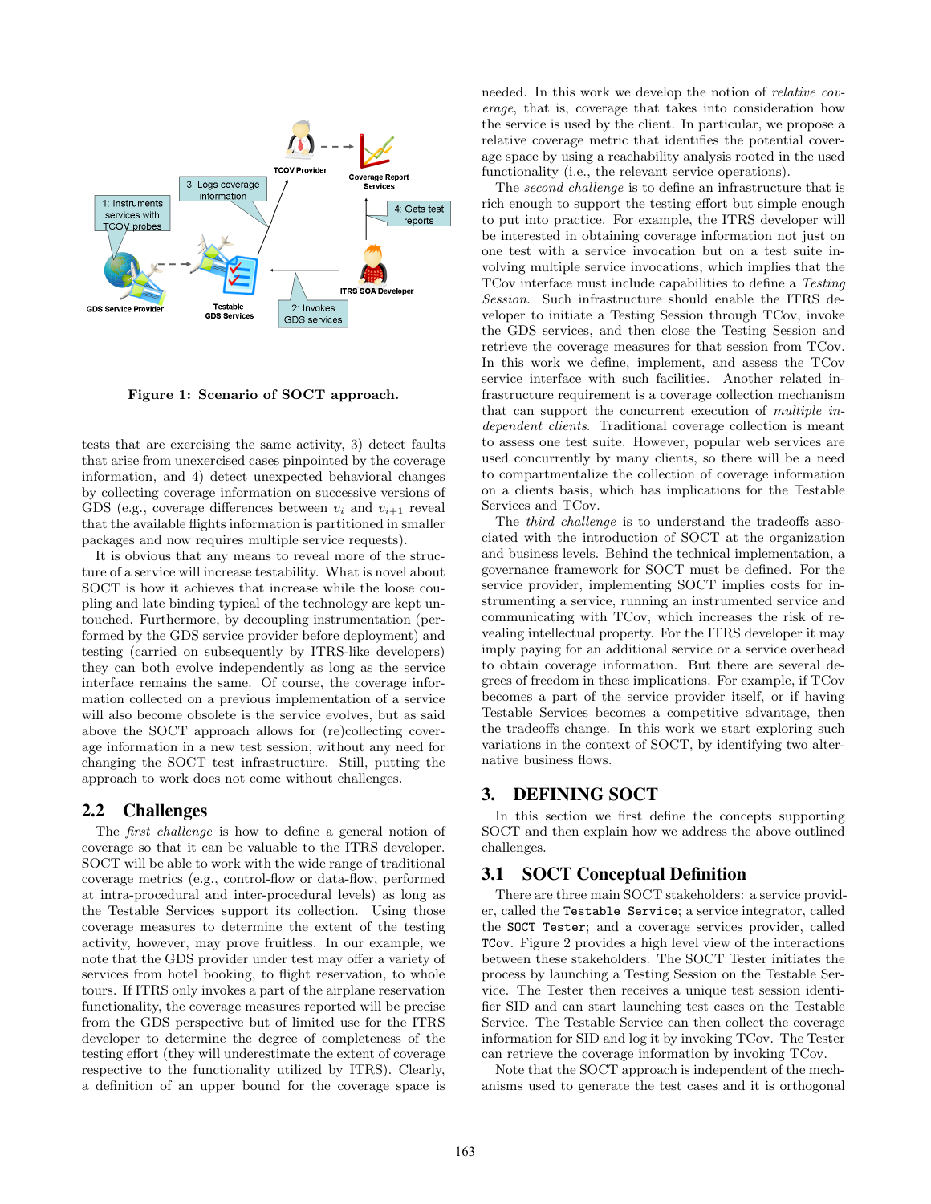Figure 1: Scenario of SOCT approach.

tests that are exercising the same activity, 3) detect faults that arise from unexercised cases pinpointed by the coverage information, and 4) detect unexpected behavioral changes by collecting coverage information on successive versions of GDS (e.g., coverage differences between $v_i$ and $v_{i+1}$ reveal that the available flights information is partitioned in smaller packages and now requires multiple service requests).

It is obvious that any means to reveal more of the structure of a service will increase testability. What is novel about SOCT is how it achieves that increase while the loose coupling and late binding typical of the technology are kept untouched. Furthermore, by decoupling instrumentation (performed by the GDS service provider before deployment) and testing (carried on subsequently by ITRS-like developers) they can both evolve independently as long as the service interface remains the same. Of course, the coverage information collected on a previous implementation of a service will also become obsolete is the service evolves, but as said above the SOCT approach allows for (re)collecting coverage information in a new test session, without any need for changing the SOCT test infrastructure. Still, putting the approach to work does not come without challenges.

## 2.2 Challenges

The *first challenge* is how to define a general notion of coverage so that it can be valuable to the ITRS developer. SOCT will be able to work with the wide range of traditional coverage metrics (e.g., control-flow or data-flow, performed at intra-procedural and inter-procedural levels) as long as the Testable Services support its collection. Using those coverage measures to determine the extent of the testing activity, however, may prove fruitless. In our example, we note that the GDS provider under test may offer a variety of services from hotel booking, to flight reservation, to whole tours. If ITRS only invokes a part of the airplane reservation functionality, the coverage measures reported will be precise from the GDS perspective but of limited use for the ITRS developer to determine the degree of completeness of the testing effort (they will underestimate the extent of coverage respective to the functionality utilized by ITRS). Clearly, a definition of an upper bound for the coverage space is needed. In this work we develop the notion of *relative coverage*, that is, coverage that takes into consideration how the service is used by the client. In particular, we propose a relative coverage metric that identifies the potential coverage space by using a reachability analysis rooted in the used functionality (i.e., the relevant service operations).

The *second challenge* is to define an infrastructure that is rich enough to support the testing effort but simple enough to put into practice. For example, the ITRS developer will be interested in obtaining coverage information not just on one test with a service invocation but on a test suite involving multiple service invocations, which implies that the TCov interface must include capabilities to define a *Testing Session*. Such infrastructure should enable the ITRS developer to initiate a Testing Session through TCov, invoke the GDS services, and then close the Testing Session and retrieve the coverage measures for that session from TCov. In this work we define, implement, and assess the TCov service interface with such facilities. Another related infrastructure requirement is a coverage collection mechanism that can support the concurrent execution of *multiple independent clients*. Traditional coverage collection is meant to assess one test suite. However, popular web services are used concurrently by many clients, so there will be a need to compartmentalize the collection of coverage information on a clients basis, which has implications for the Testable Services and TCov.

The *third challenge* is to understand the tradeoffs associated with the introduction of SOCT at the organization and business levels. Behind the technical implementation, a governance framework for SOCT must be defined. For the service provider, implementing SOCT implies costs for instrumenting a service, running an instrumented service and communicating with TCov, which increases the risk of revealing intellectual property. For the ITRS developer it may imply paying for an additional service or a service overhead to obtain coverage information. But there are several degrees of freedom in these implications. For example, if TCov becomes a part of the service provider itself, or if having Testable Services becomes a competitive advantage, then the tradeoffs change. In this work we start exploring such variations in the context of SOCT, by identifying two alternative business flows.

# 3. DEFINING SOCT

In this section we first define the concepts supporting SOCT and then explain how we address the above outlined challenges.

## 3.1 SOCT Conceptual Definition

There are three main SOCT stakeholders: a service provider, called the `Testable Service`; a service integrator, called the `SOCT Tester`; and a coverage services provider, called `TCov`. Figure 2 provides a high level view of the interactions between these stakeholders. The SOCT Tester initiates the process by launching a Testing Session on the Testable Service. The Tester then receives a unique test session identifier SID and can start launching test cases on the Testable Service. The Testable Service can then collect the coverage information for SID and log it by invoking TCov. The Tester can retrieve the coverage information by invoking TCov.

Note that the SOCT approach is independent of the mechanisms used to generate the test cases and it is orthogonal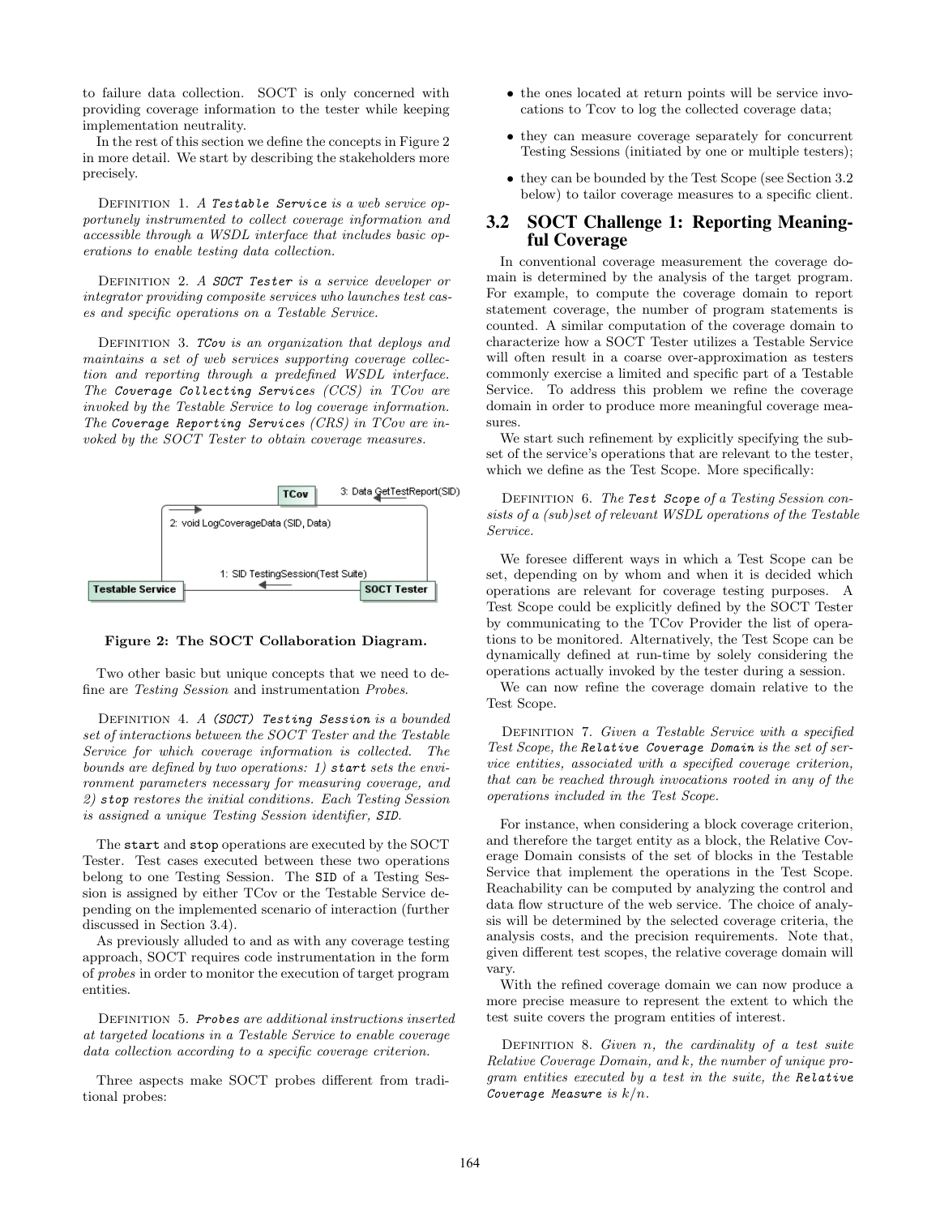to failure data collection. SOCT is only concerned with providing coverage information to the tester while keeping implementation neutrality.

In the rest of this section we define the concepts in Figure 2 in more detail. We start by describing the stakeholders more precisely.

Definition 1. *A* ***Testable Service*** *is a web service opportunely instrumented to collect coverage information and accessible through a WSDL interface that includes basic operations to enable testing data collection.*

Definition 2. *A* ***SOCT Tester*** *is a service developer or integrator providing composite services who launches test cases and specific operations on a Testable Service.*

Definition 3. ***TCov*** *is an organization that deploys and maintains a set of web services supporting coverage collection and reporting through a predefined WSDL interface. The* ***Coverage Collecting Services*** *(CCS) in TCov are invoked by the Testable Service to log coverage information. The* ***Coverage Reporting Services*** *(CRS) in TCov are invoked by the SOCT Tester to obtain coverage measures.*

**Figure 2: The SOCT Collaboration Diagram.**

Two other basic but unique concepts that we need to define are *Testing Session* and instrumentation *Probes*.

Definition 4. *A* ***(SOCT) Testing Session*** *is a bounded set of interactions between the SOCT Tester and the Testable Service for which coverage information is collected. The bounds are defined by two operations: 1)* **start** *sets the environment parameters necessary for measuring coverage, and 2)* **stop** *restores the initial conditions. Each Testing Session is assigned a unique Testing Session identifier,* ***SID****.*

The `start` and `stop` operations are executed by the SOCT Tester. Test cases executed between these two operations belong to one Testing Session. The `SID` of a Testing Session is assigned by either TCov or the Testable Service depending on the implemented scenario of interaction (further discussed in Section 3.4).

As previously alluded to and as with any coverage testing approach, SOCT requires code instrumentation in the form of *probes* in order to monitor the execution of target program entities.

Definition 5. ***Probes*** *are additional instructions inserted at targeted locations in a Testable Service to enable coverage data collection according to a specific coverage criterion.*

Three aspects make SOCT probes different from traditional probes:

- the ones located at return points will be service invocations to Tcov to log the collected coverage data;
- they can measure coverage separately for concurrent Testing Sessions (initiated by one or multiple testers);
- they can be bounded by the Test Scope (see Section 3.2 below) to tailor coverage measures to a specific client.

## 3.2 SOCT Challenge 1: Reporting Meaningful Coverage

In conventional coverage measurement the coverage domain is determined by the analysis of the target program. For example, to compute the coverage domain to report statement coverage, the number of program statements is counted. A similar computation of the coverage domain to characterize how a SOCT Tester utilizes a Testable Service will often result in a coarse over-approximation as testers commonly exercise a limited and specific part of a Testable Service. To address this problem we refine the coverage domain in order to produce more meaningful coverage measures.

We start such refinement by explicitly specifying the subset of the service's operations that are relevant to the tester, which we define as the Test Scope. More specifically:

Definition 6. *The* ***Test Scope*** *of a Testing Session consists of a (sub)set of relevant WSDL operations of the Testable Service.*

We foresee different ways in which a Test Scope can be set, depending on by whom and when it is decided which operations are relevant for coverage testing purposes. A Test Scope could be explicitly defined by the SOCT Tester by communicating to the TCov Provider the list of operations to be monitored. Alternatively, the Test Scope can be dynamically defined at run-time by solely considering the operations actually invoked by the tester during a session.

We can now refine the coverage domain relative to the Test Scope.

Definition 7. *Given a Testable Service with a specified Test Scope, the* ***Relative Coverage Domain*** *is the set of service entities, associated with a specified coverage criterion, that can be reached through invocations rooted in any of the operations included in the Test Scope.*

For instance, when considering a block coverage criterion, and therefore the target entity as a block, the Relative Coverage Domain consists of the set of blocks in the Testable Service that implement the operations in the Test Scope. Reachability can be computed by analyzing the control and data flow structure of the web service. The choice of analysis will be determined by the selected coverage criteria, the analysis costs, and the precision requirements. Note that, given different test scopes, the relative coverage domain will vary.

With the refined coverage domain we can now produce a more precise measure to represent the extent to which the test suite covers the program entities of interest.

Definition 8. *Given $n$, the cardinality of a test suite Relative Coverage Domain, and $k$, the number of unique program entities executed by a test in the suite, the* ***Relative Coverage Measure*** *is $k/n$.*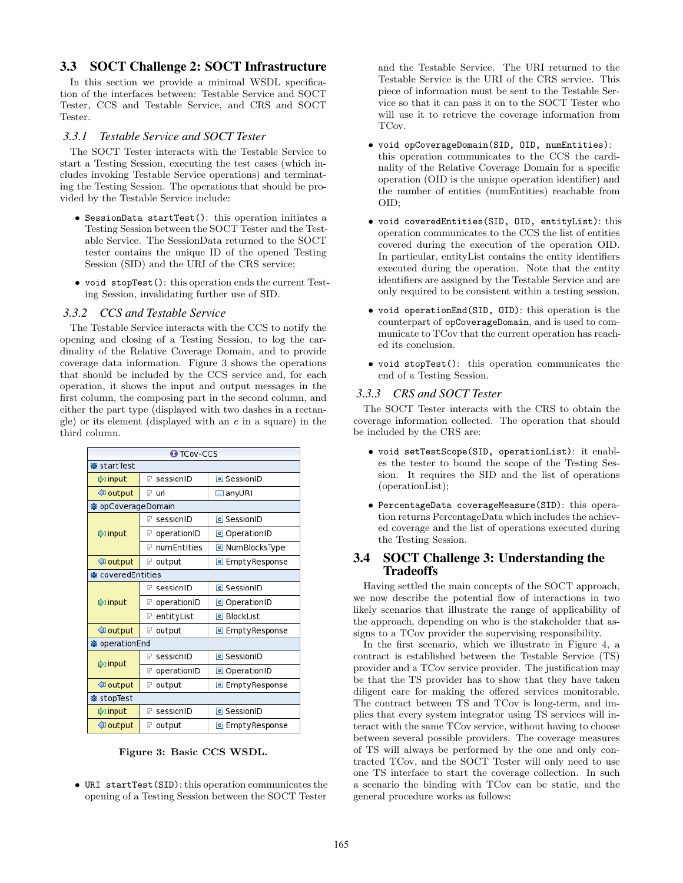## 3.3 SOCT Challenge 2: SOCT Infrastructure

In this section we provide a minimal WSDL specification of the interfaces between: Testable Service and SOCT Tester, CCS and Testable Service, and CRS and SOCT Tester.

### 3.3.1 *Testable Service and SOCT Tester*

The SOCT Tester interacts with the Testable Service to start a Testing Session, executing the test cases (which includes invoking Testable Service operations) and terminating the Testing Session. The operations that should be provided by the Testable Service include:

- `SessionData startTest()`: this operation initiates a Testing Session between the SOCT Tester and the Testable Service. The SessionData returned to the SOCT tester contains the unique ID of the opened Testing Session (SID) and the URI of the CRS service;
- `void stopTest()`: this operation ends the current Testing Session, invalidating further use of SID.

### 3.3.2 *CCS and Testable Service*

The Testable Service interacts with the CCS to notify the opening and closing of a Testing Session, to log the cardinality of the Relative Coverage Domain, and to provide coverage data information. Figure 3 shows the operations that should be included by the CCS service and, for each operation, it shows the input and output messages in the first column, the composing part in the second column, and either the part type (displayed with two dashes in a rectangle) or its element (displayed with an *e* in a square) in the third column.

| TCov-CCS | | |
|---|---|---|
| **startTest** | | |
| input | sessionID | SessionID |
| output | url | anyURI |
| **opCoverageDomain** | | |
| input | sessionID | SessionID |
| | operationID | OperationID |
| | numEntities | NumBlocksType |
| output | output | EmptyResponse |
| **coveredEntities** | | |
| input | sessionID | SessionID |
| | operationID | OperationID |
| | entityList | BlockList |
| output | output | EmptyResponse |
| **operationEnd** | | |
| input | sessionID | SessionID |
| | operationID | OperationID |
| output | output | EmptyResponse |
| **stopTest** | | |
| input | sessionID | SessionID |
| output | output | EmptyResponse |

**Figure 3: Basic CCS WSDL.**

- `URI startTest(SID)`: this operation communicates the opening of a Testing Session between the SOCT Tester and the Testable Service. The URI returned to the Testable Service is the URI of the CRS service. This piece of information must be sent to the Testable Service so that it can pass it on to the SOCT Tester who will use it to retrieve the coverage information from TCov.
- `void opCoverageDomain(SID, OID, numEntities)`: this operation communicates to the CCS the cardinality of the Relative Coverage Domain for a specific operation (OID is the unique operation identifier) and the number of entities (numEntities) reachable from OID;
- `void coveredEntities(SID, OID, entityList)`: this operation communicates to the CCS the list of entities covered during the execution of the operation OID. In particular, entityList contains the entity identifiers executed during the operation. Note that the entity identifiers are assigned by the Testable Service and are only required to be consistent within a testing session.
- `void operationEnd(SID, OID)`: this operation is the counterpart of `opCoverageDomain`, and is used to communicate to TCov that the current operation has reached its conclusion.
- `void stopTest()`: this operation communicates the end of a Testing Session.

### 3.3.3 *CRS and SOCT Tester*

The SOCT Tester interacts with the CRS to obtain the coverage information collected. The operation that should be included by the CRS are:

- `void setTestScope(SID, operationList)`: it enables the tester to bound the scope of the Testing Session. It requires the SID and the list of operations (operationList);
- `PercentageData coverageMeasure(SID)`: this operation returns PercentageData which includes the achieved coverage and the list of operations executed during the Testing Session.

## 3.4 SOCT Challenge 3: Understanding the Tradeoffs

Having settled the main concepts of the SOCT approach, we now describe the potential flow of interactions in two likely scenarios that illustrate the range of applicability of the approach, depending on who is the stakeholder that assigns to a TCov provider the supervising responsibility.

In the first scenario, which we illustrate in Figure 4, a contract is established between the Testable Service (TS) provider and a TCov service provider. The justification may be that the TS provider has to show that they have taken diligent care for making the offered services monitorable. The contract between TS and TCov is long-term, and implies that every system integrator using TS services will interact with the same TCov service, without having to choose between several possible providers. The coverage measures of TS will always be performed by the one and only contracted TCov, and the SOCT Tester will only need to use one TS interface to start the coverage collection. In such a scenario the binding with TCov can be static, and the general procedure works as follows: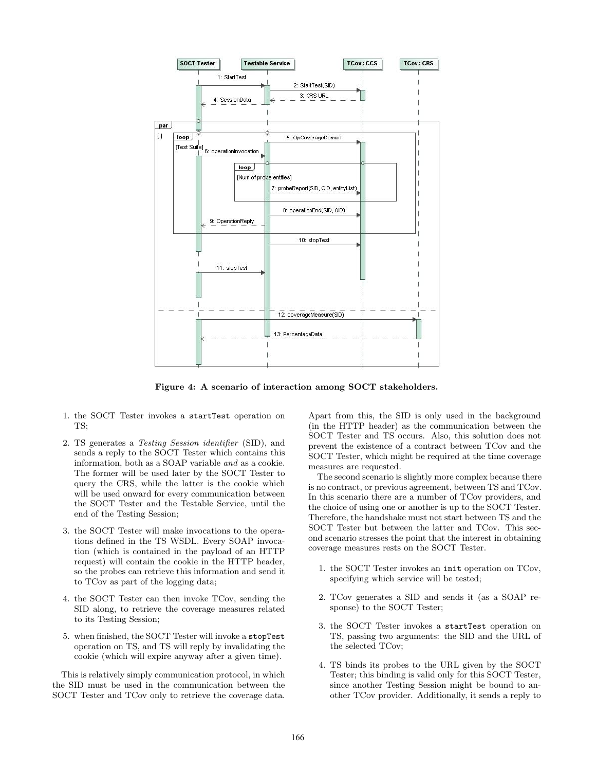Figure 4: A scenario of interaction among SOCT stakeholders.

1. the SOCT Tester invokes a `startTest` operation on TS;
2. TS generates a *Testing Session identifier* (SID), and sends a reply to the SOCT Tester which contains this information, both as a SOAP variable *and* as a cookie. The former will be used later by the SOCT Tester to query the CRS, while the latter is the cookie which will be used onward for every communication between the SOCT Tester and the Testable Service, until the end of the Testing Session;
3. the SOCT Tester will make invocations to the operations defined in the TS WSDL. Every SOAP invocation (which is contained in the payload of an HTTP request) will contain the cookie in the HTTP header, so the probes can retrieve this information and send it to TCov as part of the logging data;
4. the SOCT Tester can then invoke TCov, sending the SID along, to retrieve the coverage measures related to its Testing Session;
5. when finished, the SOCT Tester will invoke a `stopTest` operation on TS, and TS will reply by invalidating the cookie (which will expire anyway after a given time).

This is relatively simply communication protocol, in which the SID must be used in the communication between the SOCT Tester and TCov only to retrieve the coverage data. Apart from this, the SID is only used in the background (in the HTTP header) as the communication between the SOCT Tester and TS occurs. Also, this solution does not prevent the existence of a contract between TCov and the SOCT Tester, which might be required at the time coverage measures are requested.

The second scenario is slightly more complex because there is no contract, or previous agreement, between TS and TCov. In this scenario there are a number of TCov providers, and the choice of using one or another is up to the SOCT Tester. Therefore, the handshake must not start between TS and the SOCT Tester but between the latter and TCov. This second scenario stresses the point that the interest in obtaining coverage measures rests on the SOCT Tester.

1. the SOCT Tester invokes an `init` operation on TCov, specifying which service will be tested;
2. TCov generates a SID and sends it (as a SOAP response) to the SOCT Tester;
3. the SOCT Tester invokes a `startTest` operation on TS, passing two arguments: the SID and the URL of the selected TCov;
4. TS binds its probes to the URL given by the SOCT Tester; this binding is valid only for this SOCT Tester, since another Testing Session might be bound to another TCov provider. Additionally, it sends a reply to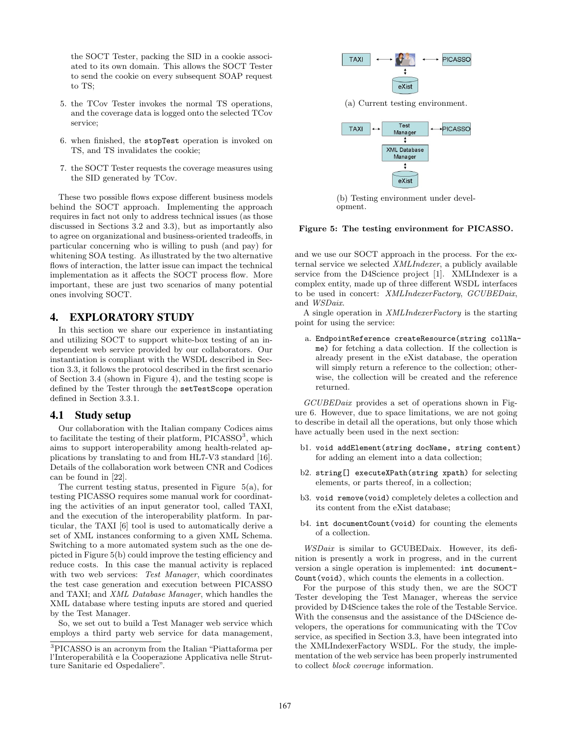the SOCT Tester, packing the SID in a cookie associated to its own domain. This allows the SOCT Tester to send the cookie on every subsequent SOAP request to TS;

5. the TCov Tester invokes the normal TS operations, and the coverage data is logged onto the selected TCov service;

6. when finished, the `stopTest` operation is invoked on TS, and TS invalidates the cookie;

7. the SOCT Tester requests the coverage measures using the SID generated by TCov.

These two possible flows expose different business models behind the SOCT approach. Implementing the approach requires in fact not only to address technical issues (as those discussed in Sections 3.2 and 3.3), but as importantly also to agree on organizational and business-oriented tradeoffs, in particular concerning who is willing to push (and pay) for whitening SOA testing. As illustrated by the two alternative flows of interaction, the latter issue can impact the technical implementation as it affects the SOCT process flow. More important, these are just two scenarios of many potential ones involving SOCT.

## 4. EXPLORATORY STUDY

In this section we share our experience in instantiating and utilizing SOCT to support white-box testing of an independent web service provided by our collaborators. Our instantiation is compliant with the WSDL described in Section 3.3, it follows the protocol described in the first scenario of Section 3.4 (shown in Figure 4), and the testing scope is defined by the Tester through the `setTestScope` operation defined in Section 3.3.1.

### 4.1 Study setup

Our collaboration with the Italian company Codices aims to facilitate the testing of their platform, PICASSO[3], which aims to support interoperability among health-related applications by translating to and from HL7-V3 standard [16]. Details of the collaboration work between CNR and Codices can be found in [22].

The current testing status, presented in Figure 5(a), for testing PICASSO requires some manual work for coordinating the activities of an input generator tool, called TAXI, and the execution of the interoperability platform. In particular, the TAXI [6] tool is used to automatically derive a set of XML instances conforming to a given XML Schema. Switching to a more automated system such as the one depicted in Figure 5(b) could improve the testing efficiency and reduce costs. In this case the manual activity is replaced with two web services: *Test Manager*, which coordinates the test case generation and execution between PICASSO and TAXI; and *XML Database Manager*, which handles the XML database where testing inputs are stored and queried by the Test Manager.

So, we set out to build a Test Manager web service which employs a third party web service for data management, and we use our SOCT approach in the process. For the external service we selected *XMLIndexer*, a publicly available service from the D4Science project [1]. XMLIndexer is a complex entity, made up of three different WSDL interfaces to be used in concert: *XMLIndexerFactory*, *GCUBEDaix*, and *WSDaix*.

[3]PICASSO is an acronym from the Italian "Piattaforma per l'Interoperabilità e la Cooperazione Applicativa nelle Strutture Sanitarie ed Ospedaliere".

TAXI ↔ [user] ↔ PICASSO; eXist

(a) Current testing environment.

TAXI ↔ Test Manager ↔ PICASSO; XML Database Manager; eXist

(b) Testing environment under development.

**Figure 5: The testing environment for PICASSO.**

A single operation in *XMLIndexerFactory* is the starting point for using the service:

a. `EndpointReference createResource(string collName)` for fetching a data collection. If the collection is already present in the eXist database, the operation will simply return a reference to the collection; otherwise, the collection will be created and the reference returned.

*GCUBEDaix* provides a set of operations shown in Figure 6. However, due to space limitations, we are not going to describe in detail all the operations, but only those which have actually been used in the next section:

b1. `void addElement(string docName, string content)` for adding an element into a data collection;

b2. `string[] executeXPath(string xpath)` for selecting elements, or parts thereof, in a collection;

b3. `void remove(void)` completely deletes a collection and its content from the eXist database;

b4. `int documentCount(void)` for counting the elements of a collection.

*WSDaix* is similar to GCUBEDaix. However, its definition is presently a work in progress, and in the current version a single operation is implemented: `int documentCount(void)`, which counts the elements in a collection.

For the purpose of this study then, we are the SOCT Tester developing the Test Manager, whereas the service provided by D4Science takes the role of the Testable Service. With the consensus and the assistance of the D4Science developers, the operations for communicating with the TCov service, as specified in Section 3.3, have been integrated into the XMLIndexerFactory WSDL. For the study, the implementation of the web service has been properly instrumented to collect *block coverage* information.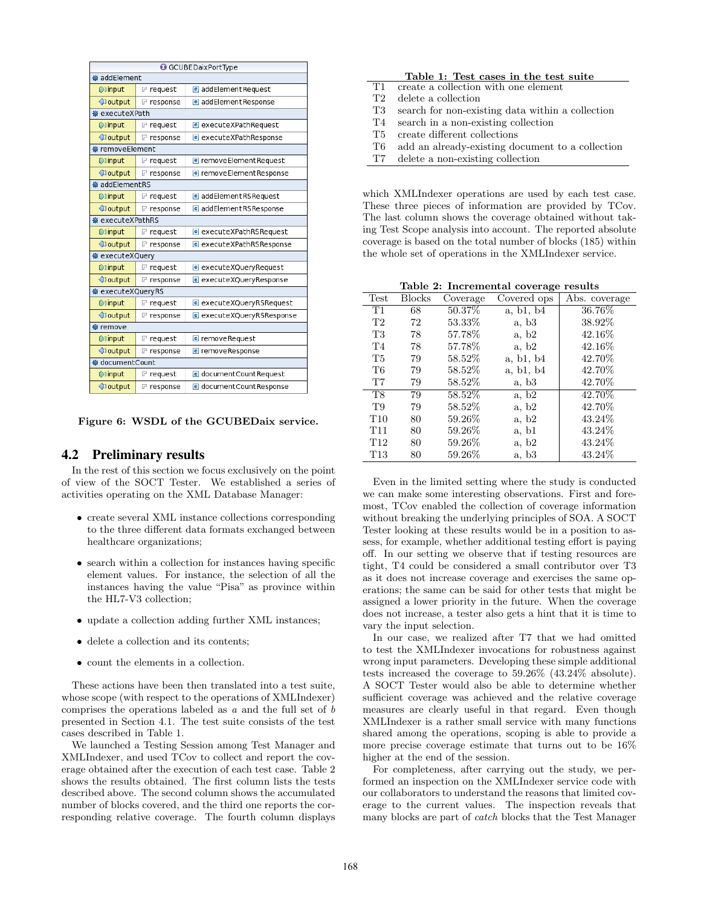| GCUBEDaixPortType | | |
|---|---|---|
| addElement | | |
| input | request | addElementRequest |
| output | response | addElementResponse |
| executeXPath | | |
| input | request | executeXPathRequest |
| output | response | executeXPathResponse |
| removeElement | | |
| input | request | removeElementRequest |
| output | response | removeElementResponse |
| addElementRS | | |
| input | request | addElementRSRequest |
| output | response | addElementRSResponse |
| executeXPathRS | | |
| input | request | executeXPathRSRequest |
| output | response | executeXPathRSResponse |
| executeXQuery | | |
| input | request | executeXQueryRequest |
| output | response | executeXQueryResponse |
| executeXQueryRS | | |
| input | request | executeXQueryRSRequest |
| output | response | executeXQueryRSResponse |
| remove | | |
| input | request | removeRequest |
| output | response | removeResponse |
| documentCount | | |
| input | request | documentCountRequest |
| output | response | documentCountResponse |

**Figure 6: WSDL of the GCUBEDaix service.**

## 4.2 Preliminary results

In the rest of this section we focus exclusively on the point of view of the SOCT Tester. We established a series of activities operating on the XML Database Manager:

- create several XML instance collections corresponding to the three different data formats exchanged between healthcare organizations;
- search within a collection for instances having specific element values. For instance, the selection of all the instances having the value "Pisa" as province within the HL7-V3 collection;
- update a collection adding further XML instances;
- delete a collection and its contents;
- count the elements in a collection.

These actions have been then translated into a test suite, whose scope (with respect to the operations of XMLIndexer) comprises the operations labeled as *a* and the full set of *b* presented in Section 4.1. The test suite consists of the test cases described in Table 1.

We launched a Testing Session among Test Manager and XMLIndexer, and used TCov to collect and report the coverage obtained after the execution of each test case. Table 2 shows the results obtained. The first column lists the tests described above. The second column shows the accumulated number of blocks covered, and the third one reports the corresponding relative coverage. The fourth column displays which XMLIndexer operations are used by each test case. These three pieces of information are provided by TCov. The last column shows the coverage obtained without taking Test Scope analysis into account. The reported absolute coverage is based on the total number of blocks (185) within the whole set of operations in the XMLIndexer service.

**Table 1: Test cases in the test suite**

| | |
|---|---|
| T1 | create a collection with one element |
| T2 | delete a collection |
| T3 | search for non-existing data within a collection |
| T4 | search in a non-existing collection |
| T5 | create different collections |
| T6 | add an already-existing document to a collection |
| T7 | delete a non-existing collection |

**Table 2: Incremental coverage results**

| Test | Blocks | Coverage | Covered ops | Abs. coverage |
|---|---|---|---|---|
| T1 | 68 | 50.37% | a, b1, b4 | 36.76% |
| T2 | 72 | 53.33% | a, b3 | 38.92% |
| T3 | 78 | 57.78% | a, b2 | 42.16% |
| T4 | 78 | 57.78% | a, b2 | 42.16% |
| T5 | 79 | 58.52% | a, b1, b4 | 42.70% |
| T6 | 79 | 58.52% | a, b1, b4 | 42.70% |
| T7 | 79 | 58.52% | a, b3 | 42.70% |
| T8 | 79 | 58.52% | a, b2 | 42.70% |
| T9 | 79 | 58.52% | a, b2 | 42.70% |
| T10 | 80 | 59.26% | a, b2 | 43.24% |
| T11 | 80 | 59.26% | a, b1 | 43.24% |
| T12 | 80 | 59.26% | a, b2 | 43.24% |
| T13 | 80 | 59.26% | a, b3 | 43.24% |

Even in the limited setting where the study is conducted we can make some interesting observations. First and foremost, TCov enabled the collection of coverage information without breaking the underlying principles of SOA. A SOCT Tester looking at these results would be in a position to assess, for example, whether additional testing effort is paying off. In our setting we observe that if testing resources are tight, T4 could be considered a small contributor over T3 as it does not increase coverage and exercises the same operations; the same can be said for other tests that might be assigned a lower priority in the future. When the coverage does not increase, a tester also gets a hint that it is time to vary the input selection.

In our case, we realized after T7 that we had omitted to test the XMLIndexer invocations for robustness against wrong input parameters. Developing these simple additional tests increased the coverage to 59.26% (43.24% absolute). A SOCT Tester would also be able to determine whether sufficient coverage was achieved and the relative coverage measures are clearly useful in that regard. Even though XMLIndexer is a rather small service with many functions shared among the operations, scoping is able to provide a more precise coverage estimate that turns out to be 16% higher at the end of the session.

For completeness, after carrying out the study, we performed an inspection on the XMLIndexer service code with our collaborators to understand the reasons that limited coverage to the current values. The inspection reveals that many blocks are part of *catch* blocks that the Test Manager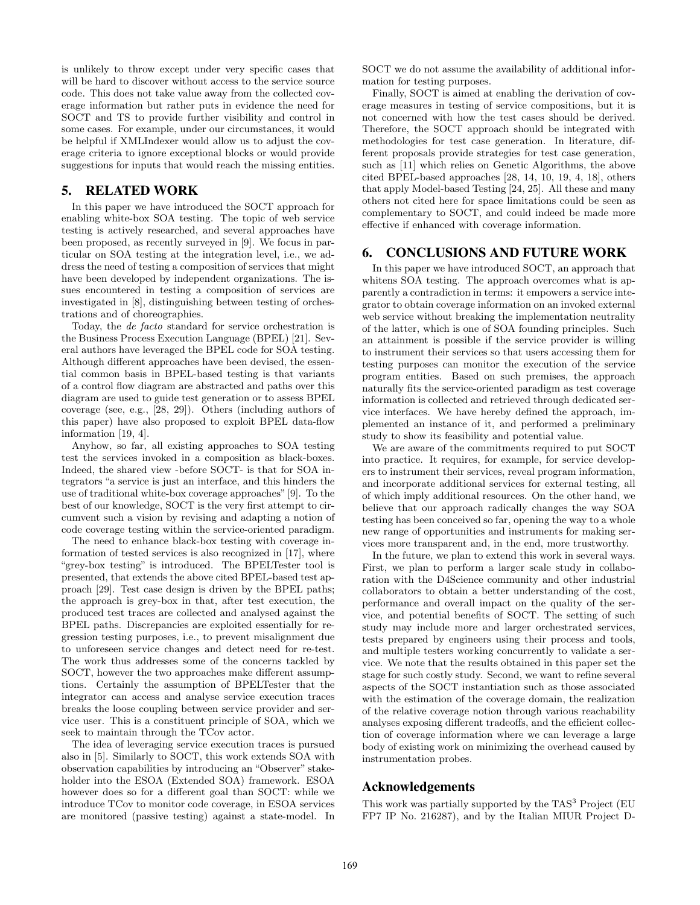is unlikely to throw except under very specific cases that will be hard to discover without access to the service source code. This does not take value away from the collected coverage information but rather puts in evidence the need for SOCT and TS to provide further visibility and control in some cases. For example, under our circumstances, it would be helpful if XMLIndexer would allow us to adjust the coverage criteria to ignore exceptional blocks or would provide suggestions for inputs that would reach the missing entities.

## 5. RELATED WORK

In this paper we have introduced the SOCT approach for enabling white-box SOA testing. The topic of web service testing is actively researched, and several approaches have been proposed, as recently surveyed in [9]. We focus in particular on SOA testing at the integration level, i.e., we address the need of testing a composition of services that might have been developed by independent organizations. The issues encountered in testing a composition of services are investigated in [8], distinguishing between testing of orchestrations and of choreographies.

Today, the *de facto* standard for service orchestration is the Business Process Execution Language (BPEL) [21]. Several authors have leveraged the BPEL code for SOA testing. Although different approaches have been devised, the essential common basis in BPEL-based testing is that variants of a control flow diagram are abstracted and paths over this diagram are used to guide test generation or to assess BPEL coverage (see, e.g., [28, 29]). Others (including authors of this paper) have also proposed to exploit BPEL data-flow information [19, 4].

Anyhow, so far, all existing approaches to SOA testing test the services invoked in a composition as black-boxes. Indeed, the shared view -before SOCT- is that for SOA integrators "a service is just an interface, and this hinders the use of traditional white-box coverage approaches" [9]. To the best of our knowledge, SOCT is the very first attempt to circumvent such a vision by revising and adapting a notion of code coverage testing within the service-oriented paradigm.

The need to enhance black-box testing with coverage information of tested services is also recognized in [17], where "grey-box testing" is introduced. The BPELTester tool is presented, that extends the above cited BPEL-based test approach [29]. Test case design is driven by the BPEL paths; the approach is grey-box in that, after test execution, the produced test traces are collected and analysed against the BPEL paths. Discrepancies are exploited essentially for regression testing purposes, i.e., to prevent misalignment due to unforeseen service changes and detect need for re-test. The work thus addresses some of the concerns tackled by SOCT, however the two approaches make different assumptions. Certainly the assumption of BPELTester that the integrator can access and analyse service execution traces breaks the loose coupling between service provider and service user. This is a constituent principle of SOA, which we seek to maintain through the TCov actor.

The idea of leveraging service execution traces is pursued also in [5]. Similarly to SOCT, this work extends SOA with observation capabilities by introducing an "Observer" stakeholder into the ESOA (Extended SOA) framework. ESOA however does so for a different goal than SOCT: while we introduce TCov to monitor code coverage, in ESOA services are monitored (passive testing) against a state-model. In SOCT we do not assume the availability of additional information for testing purposes.

Finally, SOCT is aimed at enabling the derivation of coverage measures in testing of service compositions, but it is not concerned with how the test cases should be derived. Therefore, the SOCT approach should be integrated with methodologies for test case generation. In literature, different proposals provide strategies for test case generation, such as [11] which relies on Genetic Algorithms, the above cited BPEL-based approaches [28, 14, 10, 19, 4, 18], others that apply Model-based Testing [24, 25]. All these and many others not cited here for space limitations could be seen as complementary to SOCT, and could indeed be made more effective if enhanced with coverage information.

## 6. CONCLUSIONS AND FUTURE WORK

In this paper we have introduced SOCT, an approach that whitens SOA testing. The approach overcomes what is apparently a contradiction in terms: it empowers a service integrator to obtain coverage information on an invoked external web service without breaking the implementation neutrality of the latter, which is one of SOA founding principles. Such an attainment is possible if the service provider is willing to instrument their services so that users accessing them for testing purposes can monitor the execution of the service program entities. Based on such premises, the approach naturally fits the service-oriented paradigm as test coverage information is collected and retrieved through dedicated service interfaces. We have hereby defined the approach, implemented an instance of it, and performed a preliminary study to show its feasibility and potential value.

We are aware of the commitments required to put SOCT into practice. It requires, for example, for service developers to instrument their services, reveal program information, and incorporate additional services for external testing, all of which imply additional resources. On the other hand, we believe that our approach radically changes the way SOA testing has been conceived so far, opening the way to a whole new range of opportunities and instruments for making services more transparent and, in the end, more trustworthy.

In the future, we plan to extend this work in several ways. First, we plan to perform a larger scale study in collaboration with the D4Science community and other industrial collaborators to obtain a better understanding of the cost, performance and overall impact on the quality of the service, and potential benefits of SOCT. The setting of such study may include more and larger orchestrated services, tests prepared by engineers using their process and tools, and multiple testers working concurrently to validate a service. We note that the results obtained in this paper set the stage for such costly study. Second, we want to refine several aspects of the SOCT instantiation such as those associated with the estimation of the coverage domain, the realization of the relative coverage notion through various reachability analyses exposing different tradeoffs, and the efficient collection of coverage information where we can leverage a large body of existing work on minimizing the overhead caused by instrumentation probes.

## Acknowledgements

This work was partially supported by the TAS$^3$ Project (EU FP7 IP No. 216287), and by the Italian MIUR Project D-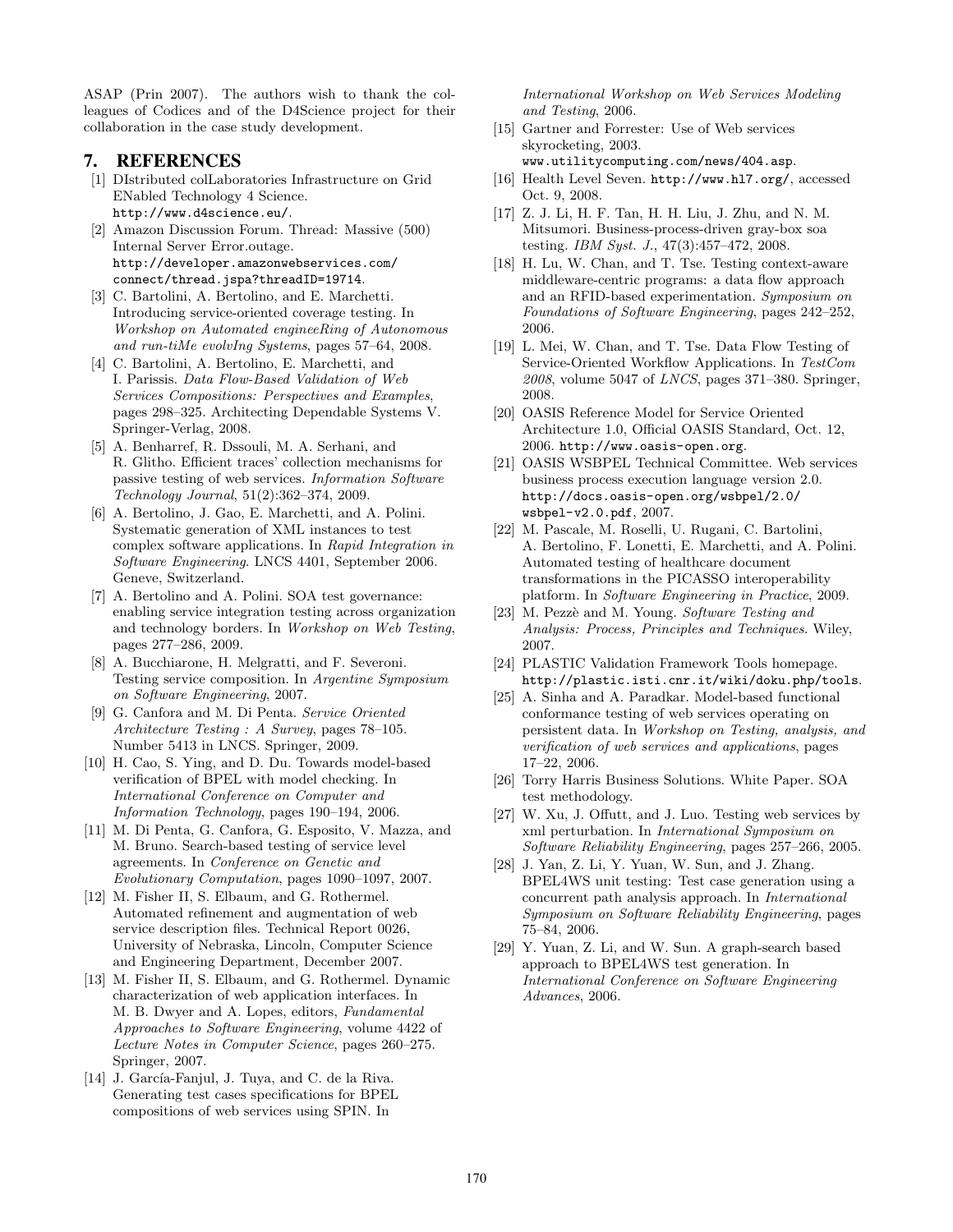ASAP (Prin 2007). The authors wish to thank the colleagues of Codices and of the D4Science project for their collaboration in the case study development.

# 7. REFERENCES

[1] DIstributed colLaboratories Infrastructure on Grid ENabled Technology 4 Science. http://www.d4science.eu/.

[2] Amazon Discussion Forum. Thread: Massive (500) Internal Server Error.outage. http://developer.amazonwebservices.com/connect/thread.jspa?threadID=19714.

[3] C. Bartolini, A. Bertolino, and E. Marchetti. Introducing service-oriented coverage testing. In *Workshop on Automated engineeRing of Autonomous and run-tiMe evolvIng Systems*, pages 57–64, 2008.

[4] C. Bartolini, A. Bertolino, E. Marchetti, and I. Parissis. *Data Flow-Based Validation of Web Services Compositions: Perspectives and Examples*, pages 298–325. Architecting Dependable Systems V. Springer-Verlag, 2008.

[5] A. Benharref, R. Dssouli, M. A. Serhani, and R. Glitho. Efficient traces' collection mechanisms for passive testing of web services. *Information Software Technology Journal*, 51(2):362–374, 2009.

[6] A. Bertolino, J. Gao, E. Marchetti, and A. Polini. Systematic generation of XML instances to test complex software applications. In *Rapid Integration in Software Engineering*. LNCS 4401, September 2006. Geneve, Switzerland.

[7] A. Bertolino and A. Polini. SOA test governance: enabling service integration testing across organization and technology borders. In *Workshop on Web Testing*, pages 277–286, 2009.

[8] A. Bucchiarone, H. Melgratti, and F. Severoni. Testing service composition. In *Argentine Symposium on Software Engineering*, 2007.

[9] G. Canfora and M. Di Penta. *Service Oriented Architecture Testing : A Survey*, pages 78–105. Number 5413 in LNCS. Springer, 2009.

[10] H. Cao, S. Ying, and D. Du. Towards model-based verification of BPEL with model checking. In *International Conference on Computer and Information Technology*, pages 190–194, 2006.

[11] M. Di Penta, G. Canfora, G. Esposito, V. Mazza, and M. Bruno. Search-based testing of service level agreements. In *Conference on Genetic and Evolutionary Computation*, pages 1090–1097, 2007.

[12] M. Fisher II, S. Elbaum, and G. Rothermel. Automated refinement and augmentation of web service description files. Technical Report 0026, University of Nebraska, Lincoln, Computer Science and Engineering Department, December 2007.

[13] M. Fisher II, S. Elbaum, and G. Rothermel. Dynamic characterization of web application interfaces. In M. B. Dwyer and A. Lopes, editors, *Fundamental Approaches to Software Engineering*, volume 4422 of *Lecture Notes in Computer Science*, pages 260–275. Springer, 2007.

[14] J. García-Fanjul, J. Tuya, and C. de la Riva. Generating test cases specifications for BPEL compositions of web services using SPIN. In *International Workshop on Web Services Modeling and Testing*, 2006.

[15] Gartner and Forrester: Use of Web services skyrocketing, 2003. www.utilitycomputing.com/news/404.asp.

[16] Health Level Seven. http://www.hl7.org/, accessed Oct. 9, 2008.

[17] Z. J. Li, H. F. Tan, H. H. Liu, J. Zhu, and N. M. Mitsumori. Business-process-driven gray-box soa testing. *IBM Syst. J.*, 47(3):457–472, 2008.

[18] H. Lu, W. Chan, and T. Tse. Testing context-aware middleware-centric programs: a data flow approach and an RFID-based experimentation. *Symposium on Foundations of Software Engineering*, pages 242–252, 2006.

[19] L. Mei, W. Chan, and T. Tse. Data Flow Testing of Service-Oriented Workflow Applications. In *TestCom 2008*, volume 5047 of *LNCS*, pages 371–380. Springer, 2008.

[20] OASIS Reference Model for Service Oriented Architecture 1.0, Official OASIS Standard, Oct. 12, 2006. http://www.oasis-open.org.

[21] OASIS WSBPEL Technical Committee. Web services business process execution language version 2.0. http://docs.oasis-open.org/wsbpel/2.0/wsbpel-v2.0.pdf, 2007.

[22] M. Pascale, M. Roselli, U. Rugani, C. Bartolini, A. Bertolino, F. Lonetti, E. Marchetti, and A. Polini. Automated testing of healthcare document transformations in the PICASSO interoperability platform. In *Software Engineering in Practice*, 2009.

[23] M. Pezzè and M. Young. *Software Testing and Analysis: Process, Principles and Techniques*. Wiley, 2007.

[24] PLASTIC Validation Framework Tools homepage. http://plastic.isti.cnr.it/wiki/doku.php/tools.

[25] A. Sinha and A. Paradkar. Model-based functional conformance testing of web services operating on persistent data. In *Workshop on Testing, analysis, and verification of web services and applications*, pages 17–22, 2006.

[26] Torry Harris Business Solutions. White Paper. SOA test methodology.

[27] W. Xu, J. Offutt, and J. Luo. Testing web services by xml perturbation. In *International Symposium on Software Reliability Engineering*, pages 257–266, 2005.

[28] J. Yan, Z. Li, Y. Yuan, W. Sun, and J. Zhang. BPEL4WS unit testing: Test case generation using a concurrent path analysis approach. In *International Symposium on Software Reliability Engineering*, pages 75–84, 2006.

[29] Y. Yuan, Z. Li, and W. Sun. A graph-search based approach to BPEL4WS test generation. In *International Conference on Software Engineering Advances*, 2006.